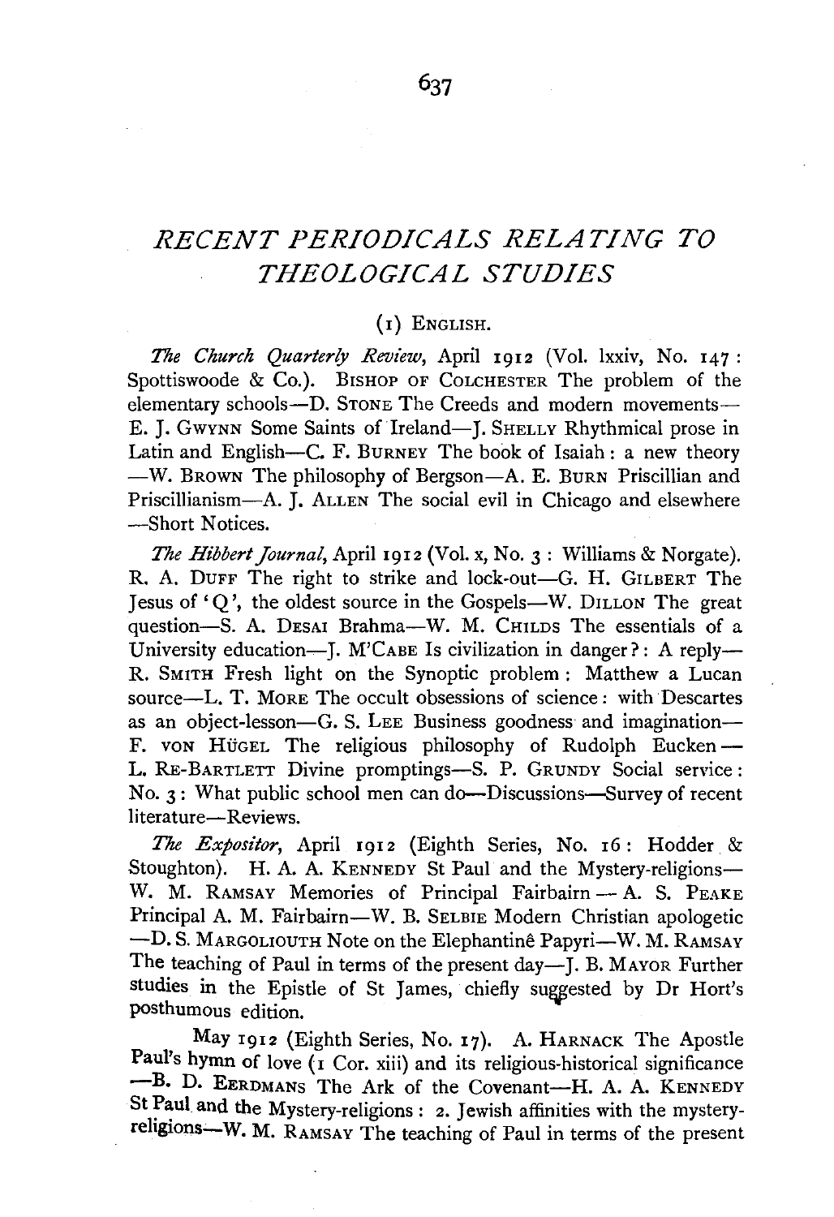# *RECENT PERIODICALS RELATING TO THEOLOGICAL STUDIES*

## (1) ENGLISH.

*The Church Quarterly Review*, April 1912 (Vol. lxxiv, No. 147: Spottiswoode & Co.). BISHOP OF COLCHESTER The problem of the elementary schools—D. STONE The Creeds and modern movements—E. J. GWYNN Some Saints of Ireland—J. SHELLY Rhythmical prose in Latin and English—C. F. BURNEY The book of Isaiah: a new theory—W. BROWN The philosophy of Bergson—A. E. BURN Priscillian and Priscillianism—A. J. ALLEN The social evil in Chicago and elsewhere—Short Notices.

*The Hibbert Journal*, April 1912 (Vol. x, No. 3: Williams & Norgate). R. A. DUFF The right to strike and lock-out—G. H. GILBERT The Jesus of 'Q', the oldest source in the Gospels—W. DILLON The great question—S. A. DESAI Brahma—W. M. CHILDS The essentials of a University education—J. M'CABE Is civilization in danger?: A reply—R. SMITH Fresh light on the Synoptic problem: Matthew a Lucan source—L. T. MORE The occult obsessions of science: with Descartes as an object-lesson—G. S. LEE Business goodness and imagination—F. VON HÜGEL The religious philosophy of Rudolph Eucken—L. RE-BARTLETT Divine promptings—S. P. GRUNDY Social service: No. 3: What public school men can do—Discussions—Survey of recent literature—Reviews.

*The Expositor*, April 1912 (Eighth Series, No. 16: Hodder & Stoughton). H. A. A. KENNEDY St Paul and the Mystery-religions—W. M. RAMSAY Memories of Principal Fairbairn—A. S. PEAKE Principal A. M. Fairbairn—W. B. SELBIE Modern Christian apologetic—D. S. MARGOLIOUTH Note on the Elephantinê Papyri—W. M. RAMSAY The teaching of Paul in terms of the present day—J. B. MAYOR Further studies in the Epistle of St James, chiefly suggested by Dr Hort's posthumous edition.

May 1912 (Eighth Series, No. 17). A. HARNACK The Apostle Paul's hymn of love (1 Cor. xiii) and its religious-historical significance—B. D. EERDMANS The Ark of the Covenant—H. A. A. KENNEDY St Paul and the Mystery-religions: 2. Jewish affinities with the mystery-religions—W. M. RAMSAY The teaching of Paul in terms of the present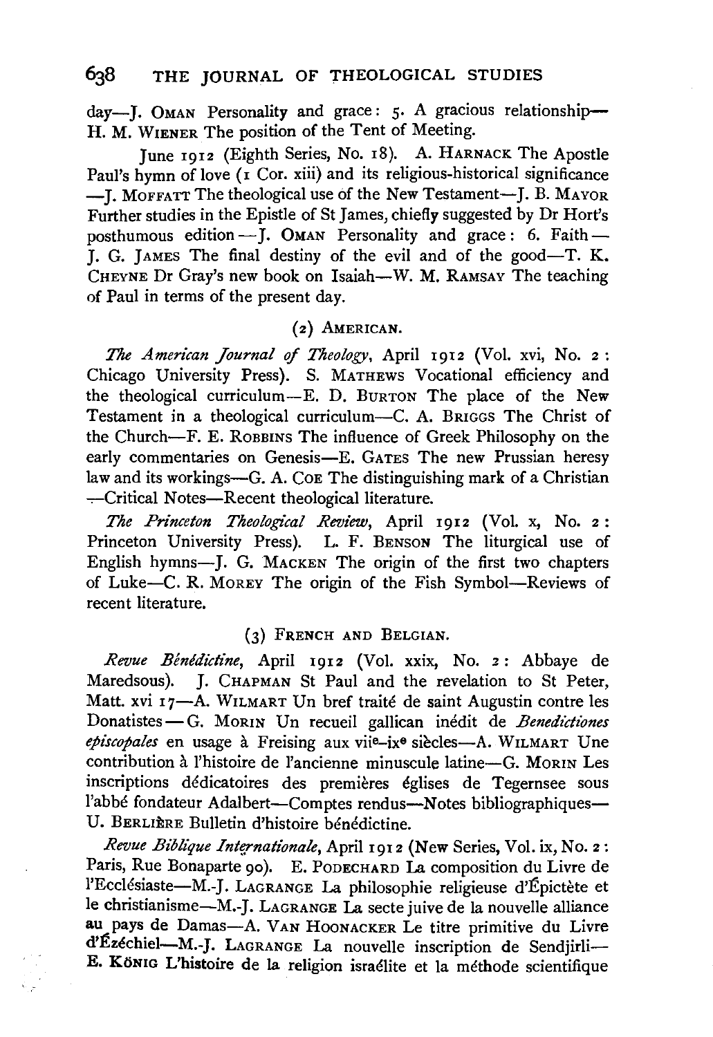day—J. OMAN Personality and grace: 5. A gracious relationship—H. M. WIENER The position of the Tent of Meeting.

June 1912 (Eighth Series, No. 18). A. HARNACK The Apostle Paul's hymn of love (1 Cor. xiii) and its religious-historical significance—J. MOFFATT The theological use of the New Testament—J. B. MAYOR Further studies in the Epistle of St James, chiefly suggested by Dr Hort's posthumous edition—J. OMAN Personality and grace: 6. Faith—J. G. JAMES The final destiny of the evil and of the good—T. K. CHEYNE Dr Gray's new book on Isaiah—W. M. RAMSAY The teaching of Paul in terms of the present day.

### (2) AMERICAN.

*The American Journal of Theology*, April 1912 (Vol. xvi, No. 2: Chicago University Press). S. MATHEWS Vocational efficiency and the theological curriculum—E. D. BURTON The place of the New Testament in a theological curriculum—C. A. BRIGGS The Christ of the Church—F. E. ROBBINS The influence of Greek Philosophy on the early commentaries on Genesis—E. GATES The new Prussian heresy law and its workings—G. A. COE The distinguishing mark of a Christian—Critical Notes—Recent theological literature.

*The Princeton Theological Review*, April 1912 (Vol. x, No. 2: Princeton University Press). L. F. BENSON The liturgical use of English hymns—J. G. MACKEN The origin of the first two chapters of Luke—C. R. MOREY The origin of the Fish Symbol—Reviews of recent literature.

### (3) FRENCH AND BELGIAN.

*Revue Bénédictine*, April 1912 (Vol. xxix, No. 2: Abbaye de Maredsous). J. CHAPMAN St Paul and the revelation to St Peter, Matt. xvi 17—A. WILMART Un bref traité de saint Augustin contre les Donatistes—G. MORIN Un recueil gallican inédit de *Benedictiones episcopales* en usage à Freising aux viie–ixe siècles—A. WILMART Une contribution à l'histoire de l'ancienne minuscule latine—G. MORIN Les inscriptions dédicatoires des premières églises de Tegernsee sous l'abbé fondateur Adalbert—Comptes rendus—Notes bibliographiques—U. BERLIÈRE Bulletin d'histoire bénédictine.

*Revue Biblique Internationale*, April 1912 (New Series, Vol. ix, No. 2: Paris, Rue Bonaparte 90). E. PODECHARD La composition du Livre de l'Ecclésiaste—M.-J. LAGRANGE La philosophie religieuse d'Épictète et le christianisme—M.-J. LAGRANGE La secte juive de la nouvelle alliance au pays de Damas—A. VAN HOONACKER Le titre primitive du Livre d'Ézéchiel—M.-J. LAGRANGE La nouvelle inscription de Sendjirli—E. KÖNIG L'histoire de la religion israélite et la méthode scientifique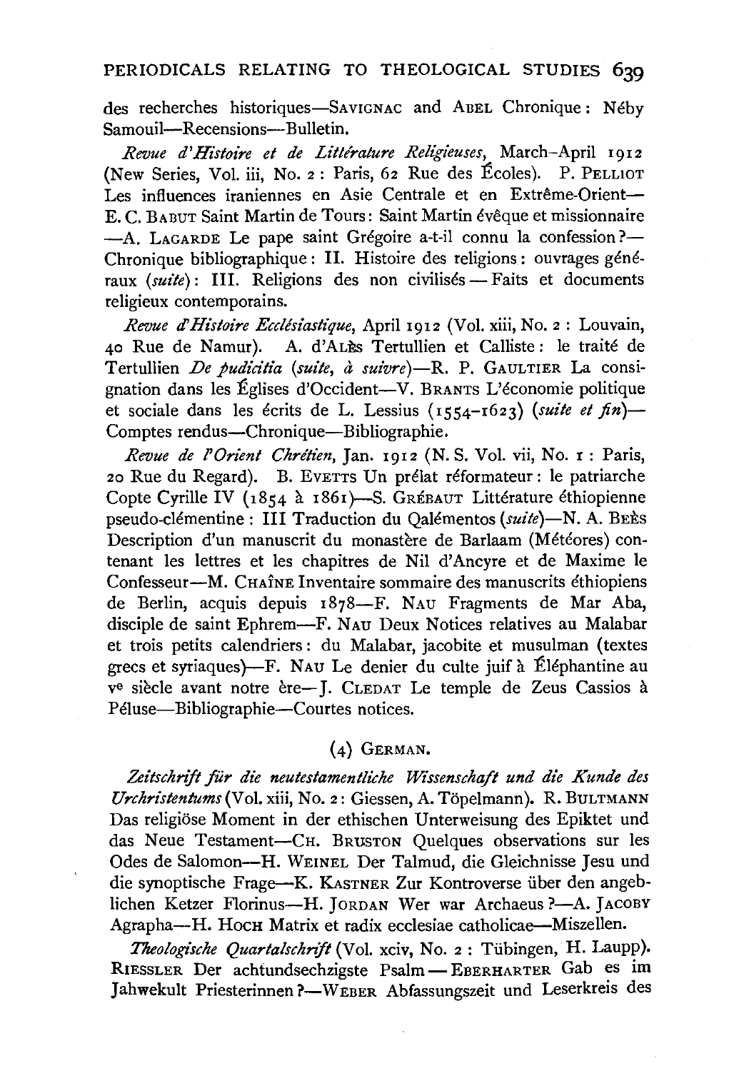des recherches historiques—SAVIGNAC and ABEL Chronique : Néby Samouil—Recensions—Bulletin.

*Revue d'Histoire et de Littérature Religieuses*, March–April 1912 (New Series, Vol. iii, No. 2 : Paris, 62 Rue des Écoles). P. PELLIOT Les influences iraniennes en Asie Centrale et en Extrême-Orient—E. C. BABUT Saint Martin de Tours : Saint Martin évêque et missionnaire—A. LAGARDE Le pape saint Grégoire a-t-il connu la confession ?—Chronique bibliographique : II. Histoire des religions : ouvrages généraux (*suite*) : III. Religions des non civilisés — Faits et documents religieux contemporains.

*Revue d'Histoire Ecclésiastique*, April 1912 (Vol. xiii, No. 2 : Louvain, 40 Rue de Namur). A. d'ALÈS Tertullien et Calliste : le traité de Tertullien *De pudicitia* (*suite, à suivre*)—R. P. GAULTIER La consignation dans les Églises d'Occident—V. BRANTS L'économie politique et sociale dans les écrits de L. Lessius (1554–1623) (*suite et fin*)—Comptes rendus—Chronique—Bibliographie.

*Revue de l'Orient Chrétien*, Jan. 1912 (N. S. Vol. vii, No. 1 : Paris, 20 Rue du Regard). B. EVETTS Un prélat réformateur : le patriarche Copte Cyrille IV (1854 à 1861)—S. GRÉBAUT Littérature éthiopienne pseudo-clémentine : III Traduction du Qalémentos (*suite*)—N. A. BEÈS Description d'un manuscrit du monastère de Barlaam (Météores) contenant les lettres et les chapitres de Nil d'Ancyre et de Maxime le Confesseur—M. CHAÎNE Inventaire sommaire des manuscrits éthiopiens de Berlin, acquis depuis 1878—F. NAU Fragments de Mar Aba, disciple de saint Ephrem—F. NAU Deux Notices relatives au Malabar et trois petits calendriers : du Malabar, jacobite et musulman (textes grecs et syriaques)—F. NAU Le denier du culte juif à Éléphantine au v[e] siècle avant notre ère—J. CLEDAT Le temple de Zeus Cassios à Péluse—Bibliographie—Courtes notices.

## (4) GERMAN.

*Zeitschrift für die neutestamentliche Wissenschaft und die Kunde des Urchristentums* (Vol. xiii, No. 2 : Giessen, A. Töpelmann). R. BULTMANN Das religiöse Moment in der ethischen Unterweisung des Epiktet und das Neue Testament—CH. BRUSTON Quelques observations sur les Odes de Salomon—H. WEINEL Der Talmud, die Gleichnisse Jesu und die synoptische Frage—K. KASTNER Zur Kontroverse über den angeblichen Ketzer Florinus—H. JORDAN Wer war Archaeus ?—A. JACOBY Agrapha—H. HOCH Matrix et radix ecclesiae catholicae—Miszellen.

*Theologische Quartalschrift* (Vol. xciv, No. 2 : Tübingen, H. Laupp). RIESSLER Der achtundsechzigste Psalm — EBERHARTER Gab es im Jahwekult Priesterinnen ?—WEBER Abfassungszeit und Leserkreis des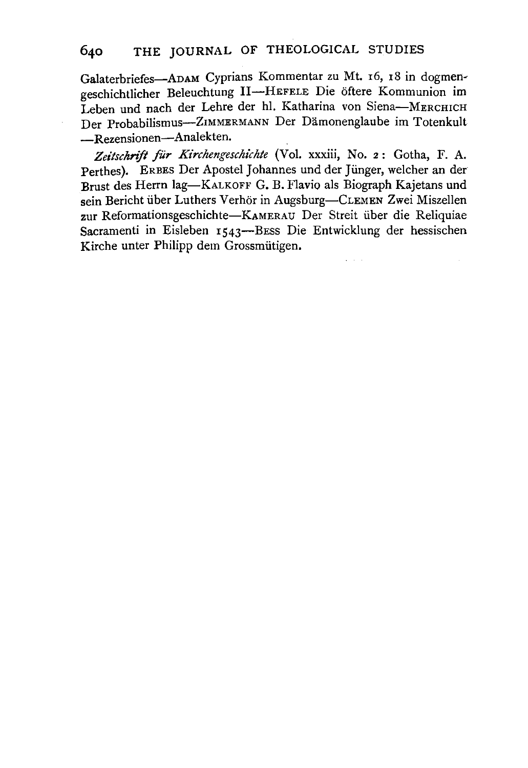Galaterbriefes—ADAM Cyprians Kommentar zu Mt. 16, 18 in dogmengeschichtlicher Beleuchtung II—HEFELE Die öftere Kommunion im Leben und nach der Lehre der hl. Katharina von Siena—MERCHICH Der Probabilismus—ZIMMERMANN Der Dämonenglaube im Totenkult—Rezensionen—Analekten.

*Zeitschrift für Kirchengeschichte* (Vol. xxxiii, No. 2: Gotha, F. A. Perthes). ERBES Der Apostel Johannes und der Jünger, welcher an der Brust des Herrn lag—KALKOFF G. B. Flavio als Biograph Kajetans und sein Bericht über Luthers Verhör in Augsburg—CLEMEN Zwei Miszellen zur Reformationsgeschichte—KAMERAU Der Streit über die Reliquiae Sacramenti in Eisleben 1543—BESS Die Entwicklung der hessischen Kirche unter Philipp dem Grossmütigen.